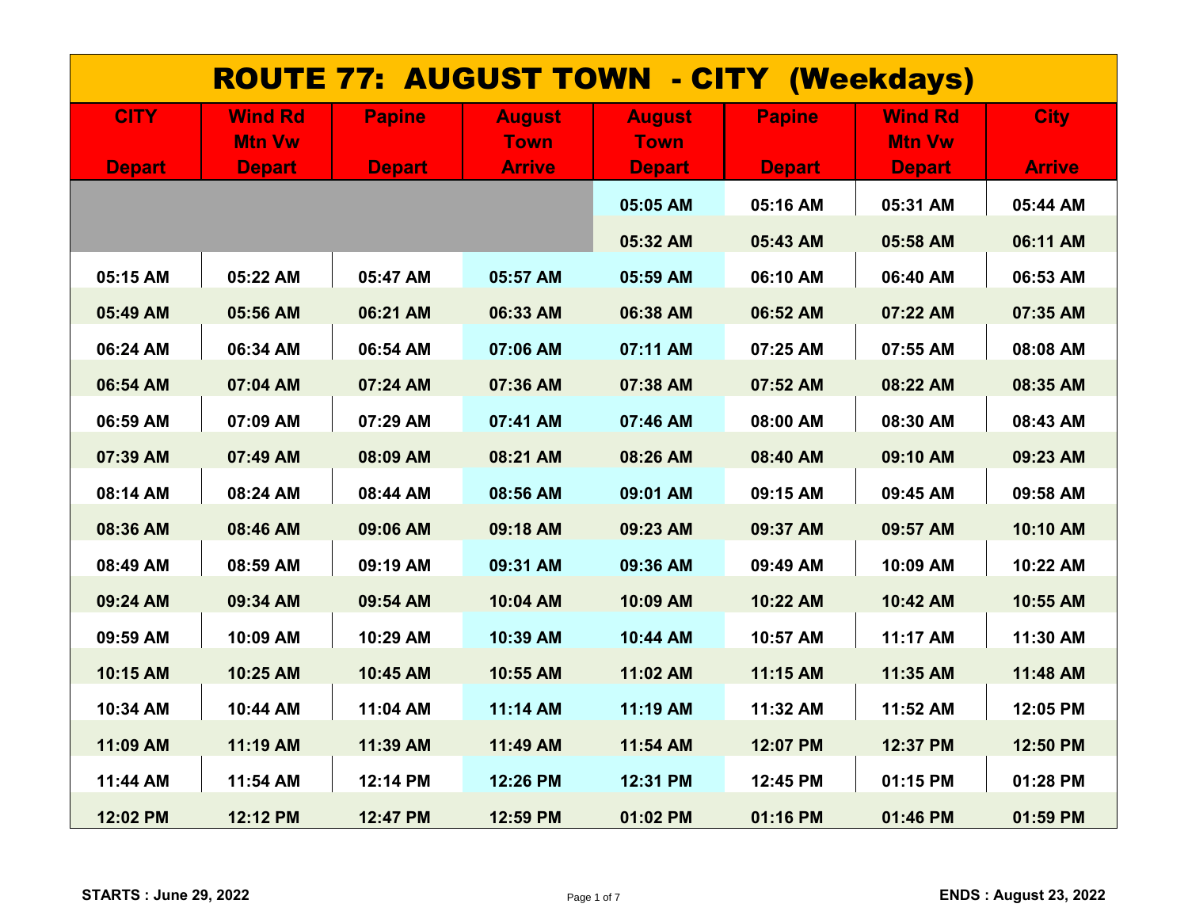# ROUTE 77: AUGUST TOWN - CITY (Weekdays)

| CITY Depart | Wind Rd Mtn Vw Depart | Papine Depart | August Town Arrive | August Town Depart | Papine Depart | Wind Rd Mtn Vw Depart | City Arrive |
|---|---|---|---|---|---|---|---|
| | | | | 05:05 AM | 05:16 AM | 05:31 AM | 05:44 AM |
| | | | | 05:32 AM | 05:43 AM | 05:58 AM | 06:11 AM |
| 05:15 AM | 05:22 AM | 05:47 AM | 05:57 AM | 05:59 AM | 06:10 AM | 06:40 AM | 06:53 AM |
| 05:49 AM | 05:56 AM | 06:21 AM | 06:33 AM | 06:38 AM | 06:52 AM | 07:22 AM | 07:35 AM |
| 06:24 AM | 06:34 AM | 06:54 AM | 07:06 AM | 07:11 AM | 07:25 AM | 07:55 AM | 08:08 AM |
| 06:54 AM | 07:04 AM | 07:24 AM | 07:36 AM | 07:38 AM | 07:52 AM | 08:22 AM | 08:35 AM |
| 06:59 AM | 07:09 AM | 07:29 AM | 07:41 AM | 07:46 AM | 08:00 AM | 08:30 AM | 08:43 AM |
| 07:39 AM | 07:49 AM | 08:09 AM | 08:21 AM | 08:26 AM | 08:40 AM | 09:10 AM | 09:23 AM |
| 08:14 AM | 08:24 AM | 08:44 AM | 08:56 AM | 09:01 AM | 09:15 AM | 09:45 AM | 09:58 AM |
| 08:36 AM | 08:46 AM | 09:06 AM | 09:18 AM | 09:23 AM | 09:37 AM | 09:57 AM | 10:10 AM |
| 08:49 AM | 08:59 AM | 09:19 AM | 09:31 AM | 09:36 AM | 09:49 AM | 10:09 AM | 10:22 AM |
| 09:24 AM | 09:34 AM | 09:54 AM | 10:04 AM | 10:09 AM | 10:22 AM | 10:42 AM | 10:55 AM |
| 09:59 AM | 10:09 AM | 10:29 AM | 10:39 AM | 10:44 AM | 10:57 AM | 11:17 AM | 11:30 AM |
| 10:15 AM | 10:25 AM | 10:45 AM | 10:55 AM | 11:02 AM | 11:15 AM | 11:35 AM | 11:48 AM |
| 10:34 AM | 10:44 AM | 11:04 AM | 11:14 AM | 11:19 AM | 11:32 AM | 11:52 AM | 12:05 PM |
| 11:09 AM | 11:19 AM | 11:39 AM | 11:49 AM | 11:54 AM | 12:07 PM | 12:37 PM | 12:50 PM |
| 11:44 AM | 11:54 AM | 12:14 PM | 12:26 PM | 12:31 PM | 12:45 PM | 01:15 PM | 01:28 PM |
| 12:02 PM | 12:12 PM | 12:47 PM | 12:59 PM | 01:02 PM | 01:16 PM | 01:46 PM | 01:59 PM |

**STARTS : June 29, 2022** **ENDS : August 23, 2022**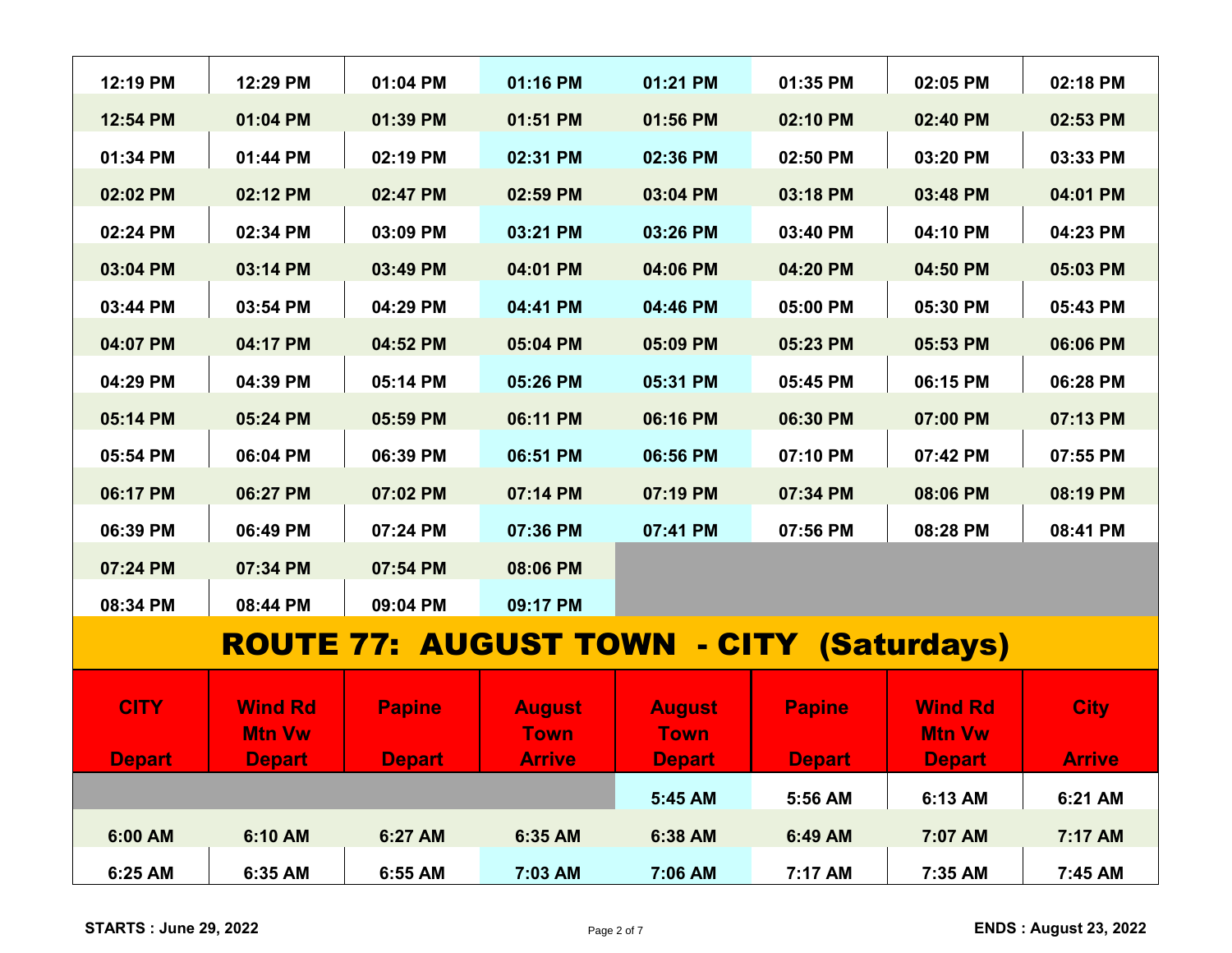| | | | | | | | |
|---|---|---|---|---|---|---|---|
| 12:19 PM | 12:29 PM | 01:04 PM | 01:16 PM | 01:21 PM | 01:35 PM | 02:05 PM | 02:18 PM |
| 12:54 PM | 01:04 PM | 01:39 PM | 01:51 PM | 01:56 PM | 02:10 PM | 02:40 PM | 02:53 PM |
| 01:34 PM | 01:44 PM | 02:19 PM | 02:31 PM | 02:36 PM | 02:50 PM | 03:20 PM | 03:33 PM |
| 02:02 PM | 02:12 PM | 02:47 PM | 02:59 PM | 03:04 PM | 03:18 PM | 03:48 PM | 04:01 PM |
| 02:24 PM | 02:34 PM | 03:09 PM | 03:21 PM | 03:26 PM | 03:40 PM | 04:10 PM | 04:23 PM |
| 03:04 PM | 03:14 PM | 03:49 PM | 04:01 PM | 04:06 PM | 04:20 PM | 04:50 PM | 05:03 PM |
| 03:44 PM | 03:54 PM | 04:29 PM | 04:41 PM | 04:46 PM | 05:00 PM | 05:30 PM | 05:43 PM |
| 04:07 PM | 04:17 PM | 04:52 PM | 05:04 PM | 05:09 PM | 05:23 PM | 05:53 PM | 06:06 PM |
| 04:29 PM | 04:39 PM | 05:14 PM | 05:26 PM | 05:31 PM | 05:45 PM | 06:15 PM | 06:28 PM |
| 05:14 PM | 05:24 PM | 05:59 PM | 06:11 PM | 06:16 PM | 06:30 PM | 07:00 PM | 07:13 PM |
| 05:54 PM | 06:04 PM | 06:39 PM | 06:51 PM | 06:56 PM | 07:10 PM | 07:42 PM | 07:55 PM |
| 06:17 PM | 06:27 PM | 07:02 PM | 07:14 PM | 07:19 PM | 07:34 PM | 08:06 PM | 08:19 PM |
| 06:39 PM | 06:49 PM | 07:24 PM | 07:36 PM | 07:41 PM | 07:56 PM | 08:28 PM | 08:41 PM |
| 07:24 PM | 07:34 PM | 07:54 PM | 08:06 PM | | | | |
| 08:34 PM | 08:44 PM | 09:04 PM | 09:17 PM | | | | |

## ROUTE 77: AUGUST TOWN - CITY (Saturdays)

| CITY Depart | Wind Rd Mtn Vw Depart | Papine Depart | August Town Arrive | August Town Depart | Papine Depart | Wind Rd Mtn Vw Depart | City Arrive |
|---|---|---|---|---|---|---|---|
| | | | | 5:45 AM | 5:56 AM | 6:13 AM | 6:21 AM |
| 6:00 AM | 6:10 AM | 6:27 AM | 6:35 AM | 6:38 AM | 6:49 AM | 7:07 AM | 7:17 AM |
| 6:25 AM | 6:35 AM | 6:55 AM | 7:03 AM | 7:06 AM | 7:17 AM | 7:35 AM | 7:45 AM |

**STARTS : June 29, 2022** **ENDS : August 23, 2022**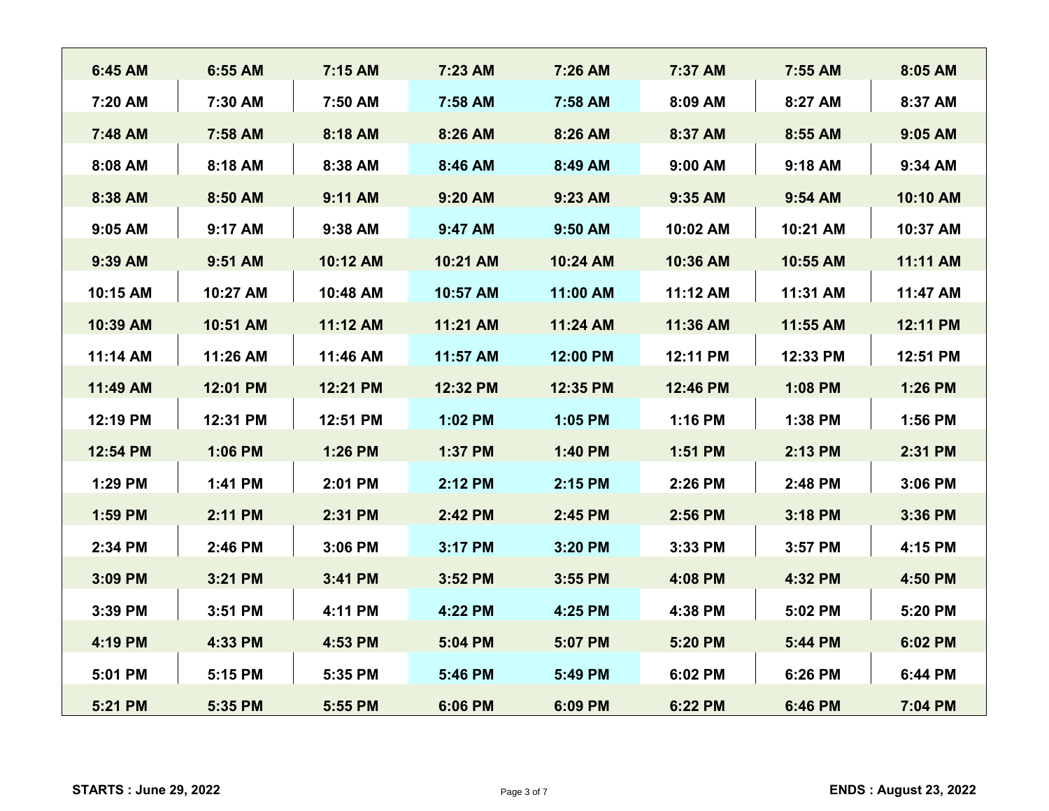| | | | | | | | |
|---|---|---|---|---|---|---|---|
| 6:45 AM | 6:55 AM | 7:15 AM | 7:23 AM | 7:26 AM | 7:37 AM | 7:55 AM | 8:05 AM |
| 7:20 AM | 7:30 AM | 7:50 AM | 7:58 AM | 7:58 AM | 8:09 AM | 8:27 AM | 8:37 AM |
| 7:48 AM | 7:58 AM | 8:18 AM | 8:26 AM | 8:26 AM | 8:37 AM | 8:55 AM | 9:05 AM |
| 8:08 AM | 8:18 AM | 8:38 AM | 8:46 AM | 8:49 AM | 9:00 AM | 9:18 AM | 9:34 AM |
| 8:38 AM | 8:50 AM | 9:11 AM | 9:20 AM | 9:23 AM | 9:35 AM | 9:54 AM | 10:10 AM |
| 9:05 AM | 9:17 AM | 9:38 AM | 9:47 AM | 9:50 AM | 10:02 AM | 10:21 AM | 10:37 AM |
| 9:39 AM | 9:51 AM | 10:12 AM | 10:21 AM | 10:24 AM | 10:36 AM | 10:55 AM | 11:11 AM |
| 10:15 AM | 10:27 AM | 10:48 AM | 10:57 AM | 11:00 AM | 11:12 AM | 11:31 AM | 11:47 AM |
| 10:39 AM | 10:51 AM | 11:12 AM | 11:21 AM | 11:24 AM | 11:36 AM | 11:55 AM | 12:11 PM |
| 11:14 AM | 11:26 AM | 11:46 AM | 11:57 AM | 12:00 PM | 12:11 PM | 12:33 PM | 12:51 PM |
| 11:49 AM | 12:01 PM | 12:21 PM | 12:32 PM | 12:35 PM | 12:46 PM | 1:08 PM | 1:26 PM |
| 12:19 PM | 12:31 PM | 12:51 PM | 1:02 PM | 1:05 PM | 1:16 PM | 1:38 PM | 1:56 PM |
| 12:54 PM | 1:06 PM | 1:26 PM | 1:37 PM | 1:40 PM | 1:51 PM | 2:13 PM | 2:31 PM |
| 1:29 PM | 1:41 PM | 2:01 PM | 2:12 PM | 2:15 PM | 2:26 PM | 2:48 PM | 3:06 PM |
| 1:59 PM | 2:11 PM | 2:31 PM | 2:42 PM | 2:45 PM | 2:56 PM | 3:18 PM | 3:36 PM |
| 2:34 PM | 2:46 PM | 3:06 PM | 3:17 PM | 3:20 PM | 3:33 PM | 3:57 PM | 4:15 PM |
| 3:09 PM | 3:21 PM | 3:41 PM | 3:52 PM | 3:55 PM | 4:08 PM | 4:32 PM | 4:50 PM |
| 3:39 PM | 3:51 PM | 4:11 PM | 4:22 PM | 4:25 PM | 4:38 PM | 5:02 PM | 5:20 PM |
| 4:19 PM | 4:33 PM | 4:53 PM | 5:04 PM | 5:07 PM | 5:20 PM | 5:44 PM | 6:02 PM |
| 5:01 PM | 5:15 PM | 5:35 PM | 5:46 PM | 5:49 PM | 6:02 PM | 6:26 PM | 6:44 PM |
| 5:21 PM | 5:35 PM | 5:55 PM | 6:06 PM | 6:09 PM | 6:22 PM | 6:46 PM | 7:04 PM |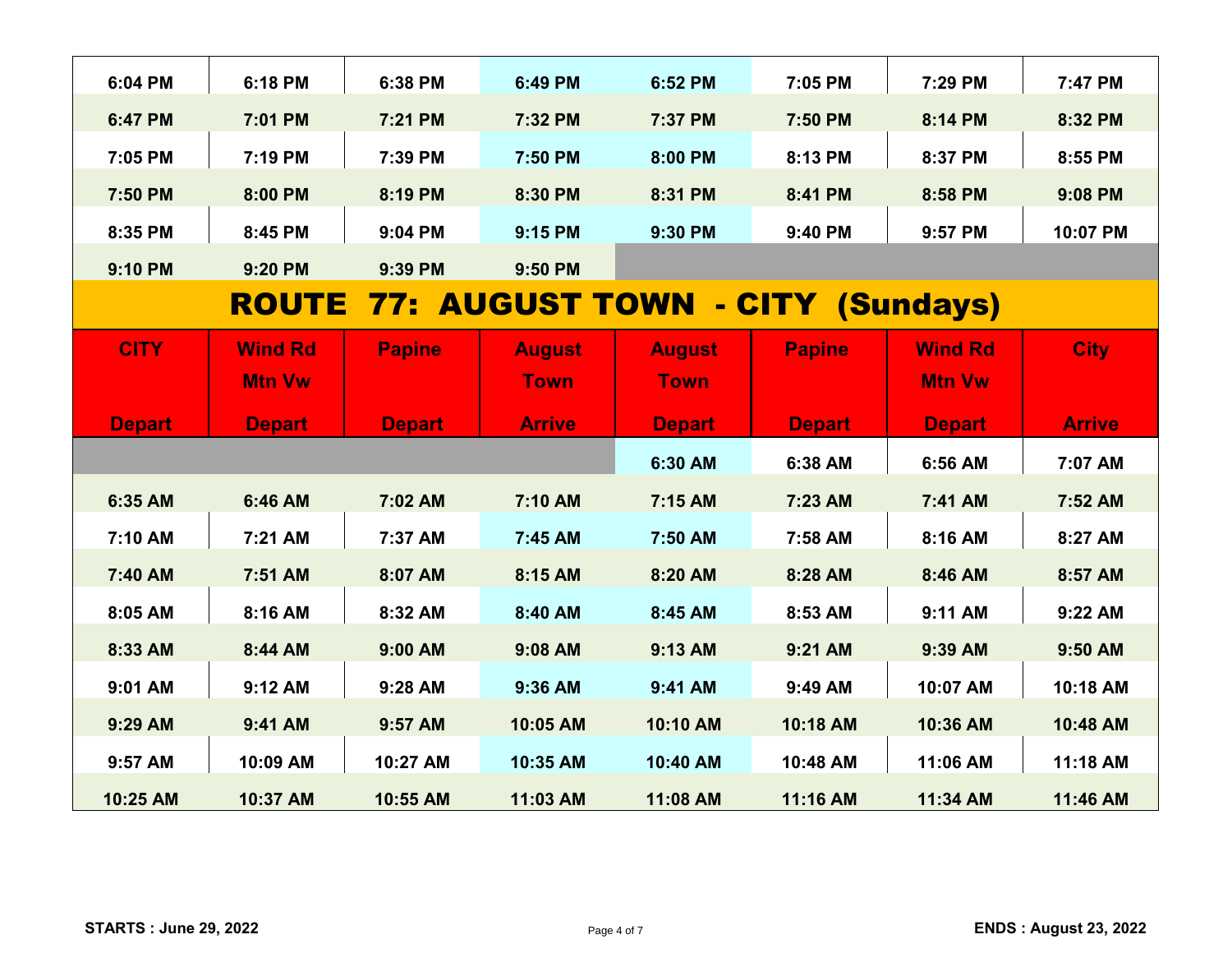| | | | | | | | |
|---|---|---|---|---|---|---|---|
| 6:04 PM | 6:18 PM | 6:38 PM | 6:49 PM | 6:52 PM | 7:05 PM | 7:29 PM | 7:47 PM |
| 6:47 PM | 7:01 PM | 7:21 PM | 7:32 PM | 7:37 PM | 7:50 PM | 8:14 PM | 8:32 PM |
| 7:05 PM | 7:19 PM | 7:39 PM | 7:50 PM | 8:00 PM | 8:13 PM | 8:37 PM | 8:55 PM |
| 7:50 PM | 8:00 PM | 8:19 PM | 8:30 PM | 8:31 PM | 8:41 PM | 8:58 PM | 9:08 PM |
| 8:35 PM | 8:45 PM | 9:04 PM | 9:15 PM | 9:30 PM | 9:40 PM | 9:57 PM | 10:07 PM |
| 9:10 PM | 9:20 PM | 9:39 PM | 9:50 PM | | | | |

## ROUTE 77: AUGUST TOWN - CITY (Sundays)

| CITY Depart | Wind Rd Mtn Vw Depart | Papine Depart | August Town Arrive | August Town Depart | Papine Depart | Wind Rd Mtn Vw Depart | City Arrive |
|---|---|---|---|---|---|---|---|
| | | | | 6:30 AM | 6:38 AM | 6:56 AM | 7:07 AM |
| 6:35 AM | 6:46 AM | 7:02 AM | 7:10 AM | 7:15 AM | 7:23 AM | 7:41 AM | 7:52 AM |
| 7:10 AM | 7:21 AM | 7:37 AM | 7:45 AM | 7:50 AM | 7:58 AM | 8:16 AM | 8:27 AM |
| 7:40 AM | 7:51 AM | 8:07 AM | 8:15 AM | 8:20 AM | 8:28 AM | 8:46 AM | 8:57 AM |
| 8:05 AM | 8:16 AM | 8:32 AM | 8:40 AM | 8:45 AM | 8:53 AM | 9:11 AM | 9:22 AM |
| 8:33 AM | 8:44 AM | 9:00 AM | 9:08 AM | 9:13 AM | 9:21 AM | 9:39 AM | 9:50 AM |
| 9:01 AM | 9:12 AM | 9:28 AM | 9:36 AM | 9:41 AM | 9:49 AM | 10:07 AM | 10:18 AM |
| 9:29 AM | 9:41 AM | 9:57 AM | 10:05 AM | 10:10 AM | 10:18 AM | 10:36 AM | 10:48 AM |
| 9:57 AM | 10:09 AM | 10:27 AM | 10:35 AM | 10:40 AM | 10:48 AM | 11:06 AM | 11:18 AM |
| 10:25 AM | 10:37 AM | 10:55 AM | 11:03 AM | 11:08 AM | 11:16 AM | 11:34 AM | 11:46 AM |

**STARTS : June 29, 2022** **ENDS : August 23, 2022**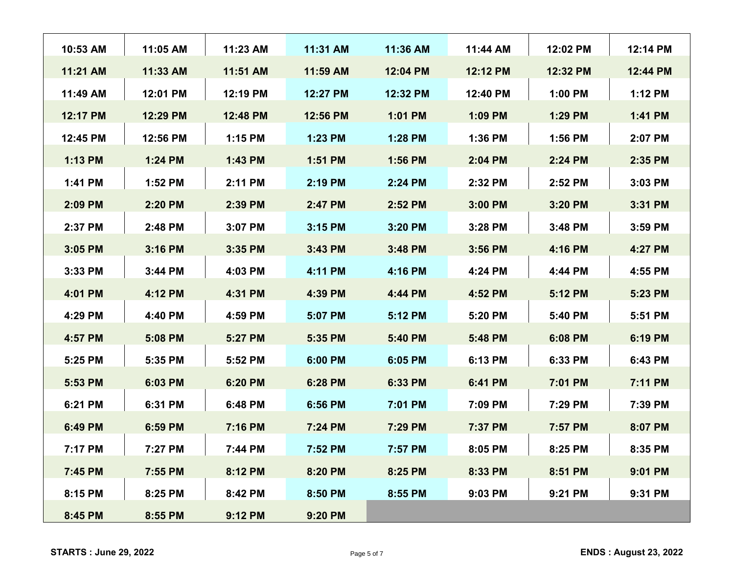| | | | | | | | |
|---|---|---|---|---|---|---|---|
| **10:53 AM** | **11:05 AM** | **11:23 AM** | **11:31 AM** | **11:36 AM** | **11:44 AM** | **12:02 PM** | **12:14 PM** |
| **11:21 AM** | **11:33 AM** | **11:51 AM** | **11:59 AM** | **12:04 PM** | **12:12 PM** | **12:32 PM** | **12:44 PM** |
| **11:49 AM** | **12:01 PM** | **12:19 PM** | **12:27 PM** | **12:32 PM** | **12:40 PM** | **1:00 PM** | **1:12 PM** |
| **12:17 PM** | **12:29 PM** | **12:48 PM** | **12:56 PM** | **1:01 PM** | **1:09 PM** | **1:29 PM** | **1:41 PM** |
| **12:45 PM** | **12:56 PM** | **1:15 PM** | **1:23 PM** | **1:28 PM** | **1:36 PM** | **1:56 PM** | **2:07 PM** |
| **1:13 PM** | **1:24 PM** | **1:43 PM** | **1:51 PM** | **1:56 PM** | **2:04 PM** | **2:24 PM** | **2:35 PM** |
| **1:41 PM** | **1:52 PM** | **2:11 PM** | **2:19 PM** | **2:24 PM** | **2:32 PM** | **2:52 PM** | **3:03 PM** |
| **2:09 PM** | **2:20 PM** | **2:39 PM** | **2:47 PM** | **2:52 PM** | **3:00 PM** | **3:20 PM** | **3:31 PM** |
| **2:37 PM** | **2:48 PM** | **3:07 PM** | **3:15 PM** | **3:20 PM** | **3:28 PM** | **3:48 PM** | **3:59 PM** |
| **3:05 PM** | **3:16 PM** | **3:35 PM** | **3:43 PM** | **3:48 PM** | **3:56 PM** | **4:16 PM** | **4:27 PM** |
| **3:33 PM** | **3:44 PM** | **4:03 PM** | **4:11 PM** | **4:16 PM** | **4:24 PM** | **4:44 PM** | **4:55 PM** |
| **4:01 PM** | **4:12 PM** | **4:31 PM** | **4:39 PM** | **4:44 PM** | **4:52 PM** | **5:12 PM** | **5:23 PM** |
| **4:29 PM** | **4:40 PM** | **4:59 PM** | **5:07 PM** | **5:12 PM** | **5:20 PM** | **5:40 PM** | **5:51 PM** |
| **4:57 PM** | **5:08 PM** | **5:27 PM** | **5:35 PM** | **5:40 PM** | **5:48 PM** | **6:08 PM** | **6:19 PM** |
| **5:25 PM** | **5:35 PM** | **5:52 PM** | **6:00 PM** | **6:05 PM** | **6:13 PM** | **6:33 PM** | **6:43 PM** |
| **5:53 PM** | **6:03 PM** | **6:20 PM** | **6:28 PM** | **6:33 PM** | **6:41 PM** | **7:01 PM** | **7:11 PM** |
| **6:21 PM** | **6:31 PM** | **6:48 PM** | **6:56 PM** | **7:01 PM** | **7:09 PM** | **7:29 PM** | **7:39 PM** |
| **6:49 PM** | **6:59 PM** | **7:16 PM** | **7:24 PM** | **7:29 PM** | **7:37 PM** | **7:57 PM** | **8:07 PM** |
| **7:17 PM** | **7:27 PM** | **7:44 PM** | **7:52 PM** | **7:57 PM** | **8:05 PM** | **8:25 PM** | **8:35 PM** |
| **7:45 PM** | **7:55 PM** | **8:12 PM** | **8:20 PM** | **8:25 PM** | **8:33 PM** | **8:51 PM** | **9:01 PM** |
| **8:15 PM** | **8:25 PM** | **8:42 PM** | **8:50 PM** | **8:55 PM** | **9:03 PM** | **9:21 PM** | **9:31 PM** |
| **8:45 PM** | **8:55 PM** | **9:12 PM** | **9:20 PM** | | | | |

**STARTS : June 29, 2022**

**ENDS : August 23, 2022**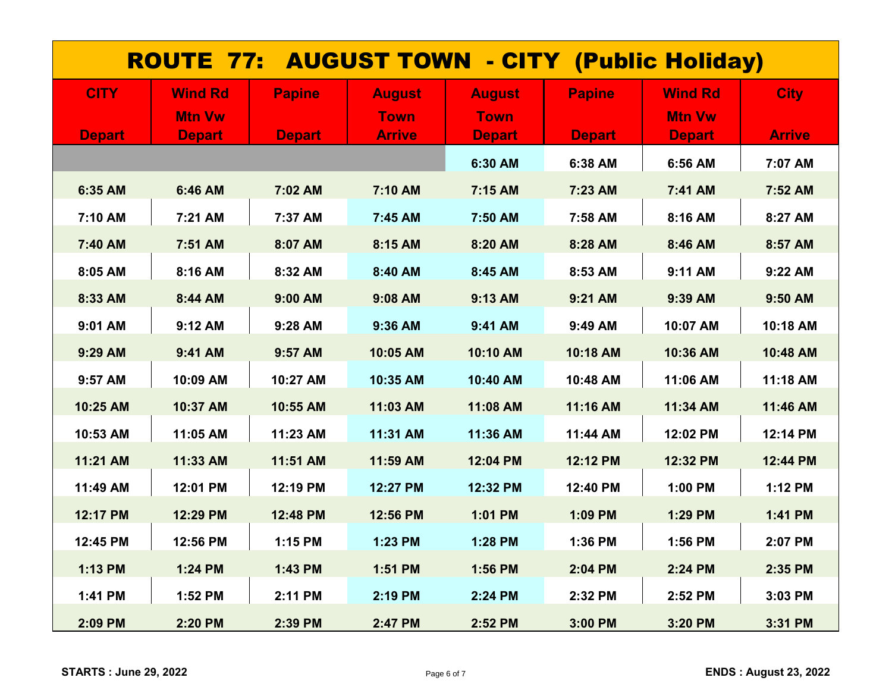# ROUTE 77: AUGUST TOWN - CITY (Public Holiday)

| CITY Depart | Wind Rd Mtn Vw Depart | Papine Depart | August Town Arrive | August Town Depart | Papine Depart | Wind Rd Mtn Vw Depart | City Arrive |
|---|---|---|---|---|---|---|---|
| | | | | 6:30 AM | 6:38 AM | 6:56 AM | 7:07 AM |
| 6:35 AM | 6:46 AM | 7:02 AM | 7:10 AM | 7:15 AM | 7:23 AM | 7:41 AM | 7:52 AM |
| 7:10 AM | 7:21 AM | 7:37 AM | 7:45 AM | 7:50 AM | 7:58 AM | 8:16 AM | 8:27 AM |
| 7:40 AM | 7:51 AM | 8:07 AM | 8:15 AM | 8:20 AM | 8:28 AM | 8:46 AM | 8:57 AM |
| 8:05 AM | 8:16 AM | 8:32 AM | 8:40 AM | 8:45 AM | 8:53 AM | 9:11 AM | 9:22 AM |
| 8:33 AM | 8:44 AM | 9:00 AM | 9:08 AM | 9:13 AM | 9:21 AM | 9:39 AM | 9:50 AM |
| 9:01 AM | 9:12 AM | 9:28 AM | 9:36 AM | 9:41 AM | 9:49 AM | 10:07 AM | 10:18 AM |
| 9:29 AM | 9:41 AM | 9:57 AM | 10:05 AM | 10:10 AM | 10:18 AM | 10:36 AM | 10:48 AM |
| 9:57 AM | 10:09 AM | 10:27 AM | 10:35 AM | 10:40 AM | 10:48 AM | 11:06 AM | 11:18 AM |
| 10:25 AM | 10:37 AM | 10:55 AM | 11:03 AM | 11:08 AM | 11:16 AM | 11:34 AM | 11:46 AM |
| 10:53 AM | 11:05 AM | 11:23 AM | 11:31 AM | 11:36 AM | 11:44 AM | 12:02 PM | 12:14 PM |
| 11:21 AM | 11:33 AM | 11:51 AM | 11:59 AM | 12:04 PM | 12:12 PM | 12:32 PM | 12:44 PM |
| 11:49 AM | 12:01 PM | 12:19 PM | 12:27 PM | 12:32 PM | 12:40 PM | 1:00 PM | 1:12 PM |
| 12:17 PM | 12:29 PM | 12:48 PM | 12:56 PM | 1:01 PM | 1:09 PM | 1:29 PM | 1:41 PM |
| 12:45 PM | 12:56 PM | 1:15 PM | 1:23 PM | 1:28 PM | 1:36 PM | 1:56 PM | 2:07 PM |
| 1:13 PM | 1:24 PM | 1:43 PM | 1:51 PM | 1:56 PM | 2:04 PM | 2:24 PM | 2:35 PM |
| 1:41 PM | 1:52 PM | 2:11 PM | 2:19 PM | 2:24 PM | 2:32 PM | 2:52 PM | 3:03 PM |
| 2:09 PM | 2:20 PM | 2:39 PM | 2:47 PM | 2:52 PM | 3:00 PM | 3:20 PM | 3:31 PM |

**STARTS : June 29, 2022**

**ENDS : August 23, 2022**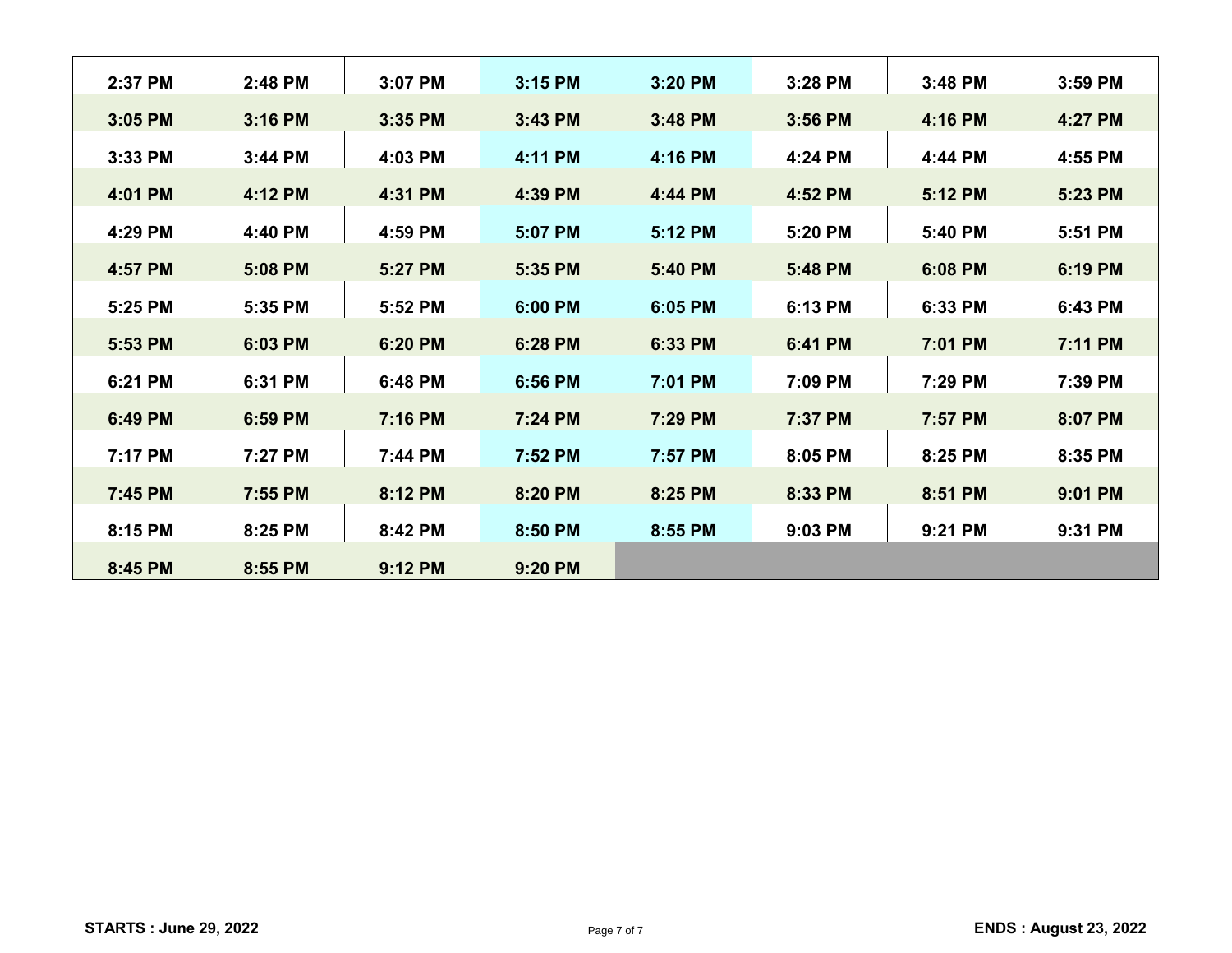| | | | | | | | |
|---|---|---|---|---|---|---|---|
| 2:37 PM | 2:48 PM | 3:07 PM | 3:15 PM | 3:20 PM | 3:28 PM | 3:48 PM | 3:59 PM |
| 3:05 PM | 3:16 PM | 3:35 PM | 3:43 PM | 3:48 PM | 3:56 PM | 4:16 PM | 4:27 PM |
| 3:33 PM | 3:44 PM | 4:03 PM | 4:11 PM | 4:16 PM | 4:24 PM | 4:44 PM | 4:55 PM |
| 4:01 PM | 4:12 PM | 4:31 PM | 4:39 PM | 4:44 PM | 4:52 PM | 5:12 PM | 5:23 PM |
| 4:29 PM | 4:40 PM | 4:59 PM | 5:07 PM | 5:12 PM | 5:20 PM | 5:40 PM | 5:51 PM |
| 4:57 PM | 5:08 PM | 5:27 PM | 5:35 PM | 5:40 PM | 5:48 PM | 6:08 PM | 6:19 PM |
| 5:25 PM | 5:35 PM | 5:52 PM | 6:00 PM | 6:05 PM | 6:13 PM | 6:33 PM | 6:43 PM |
| 5:53 PM | 6:03 PM | 6:20 PM | 6:28 PM | 6:33 PM | 6:41 PM | 7:01 PM | 7:11 PM |
| 6:21 PM | 6:31 PM | 6:48 PM | 6:56 PM | 7:01 PM | 7:09 PM | 7:29 PM | 7:39 PM |
| 6:49 PM | 6:59 PM | 7:16 PM | 7:24 PM | 7:29 PM | 7:37 PM | 7:57 PM | 8:07 PM |
| 7:17 PM | 7:27 PM | 7:44 PM | 7:52 PM | 7:57 PM | 8:05 PM | 8:25 PM | 8:35 PM |
| 7:45 PM | 7:55 PM | 8:12 PM | 8:20 PM | 8:25 PM | 8:33 PM | 8:51 PM | 9:01 PM |
| 8:15 PM | 8:25 PM | 8:42 PM | 8:50 PM | 8:55 PM | 9:03 PM | 9:21 PM | 9:31 PM |
| 8:45 PM | 8:55 PM | 9:12 PM | 9:20 PM | | | | |

**STARTS : June 29, 2022**

**ENDS : August 23, 2022**